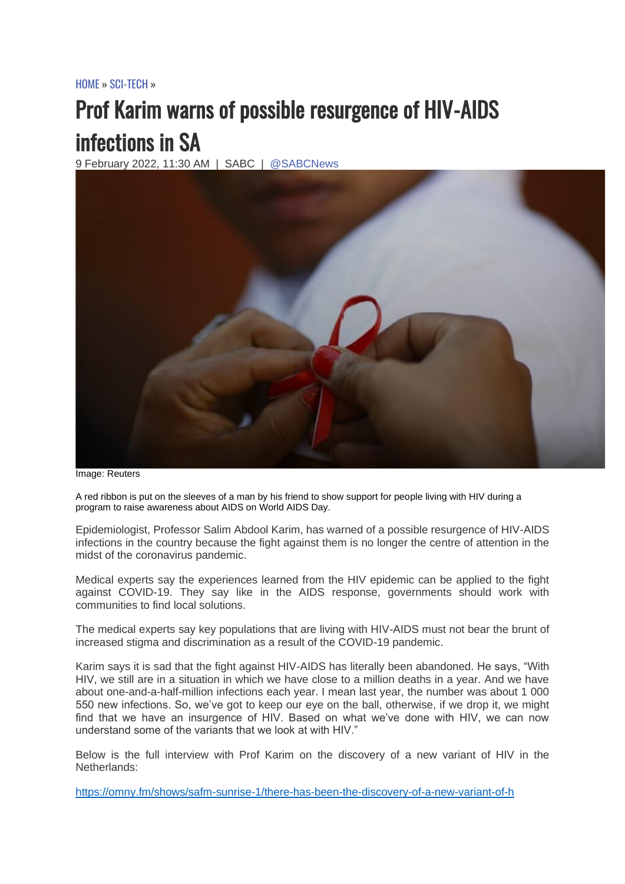HOME » SCI-TECH »

# Prof Karim warns of possible resurgence of HIV-AIDS infections in SA

9 February 2022, 11:30 AM | SABC | @SABCNews

Image: Reuters

A red ribbon is put on the sleeves of a man by his friend to show support for people living with HIV during a program to raise awareness about AIDS on World AIDS Day.

Epidemiologist, Professor Salim Abdool Karim, has warned of a possible resurgence of HIV-AIDS infections in the country because the fight against them is no longer the centre of attention in the midst of the coronavirus pandemic.

Medical experts say the experiences learned from the HIV epidemic can be applied to the fight against COVID-19. They say like in the AIDS response, governments should work with communities to find local solutions.

The medical experts say key populations that are living with HIV-AIDS must not bear the brunt of increased stigma and discrimination as a result of the COVID-19 pandemic.

Karim says it is sad that the fight against HIV-AIDS has literally been abandoned. He says, "With HIV, we still are in a situation in which we have close to a million deaths in a year. And we have about one-and-a-half-million infections each year. I mean last year, the number was about 1 000 550 new infections. So, we've got to keep our eye on the ball, otherwise, if we drop it, we might find that we have an insurgence of HIV. Based on what we've done with HIV, we can now understand some of the variants that we look at with HIV."

Below is the full interview with Prof Karim on the discovery of a new variant of HIV in the Netherlands:

https://omny.fm/shows/safm-sunrise-1/there-has-been-the-discovery-of-a-new-variant-of-h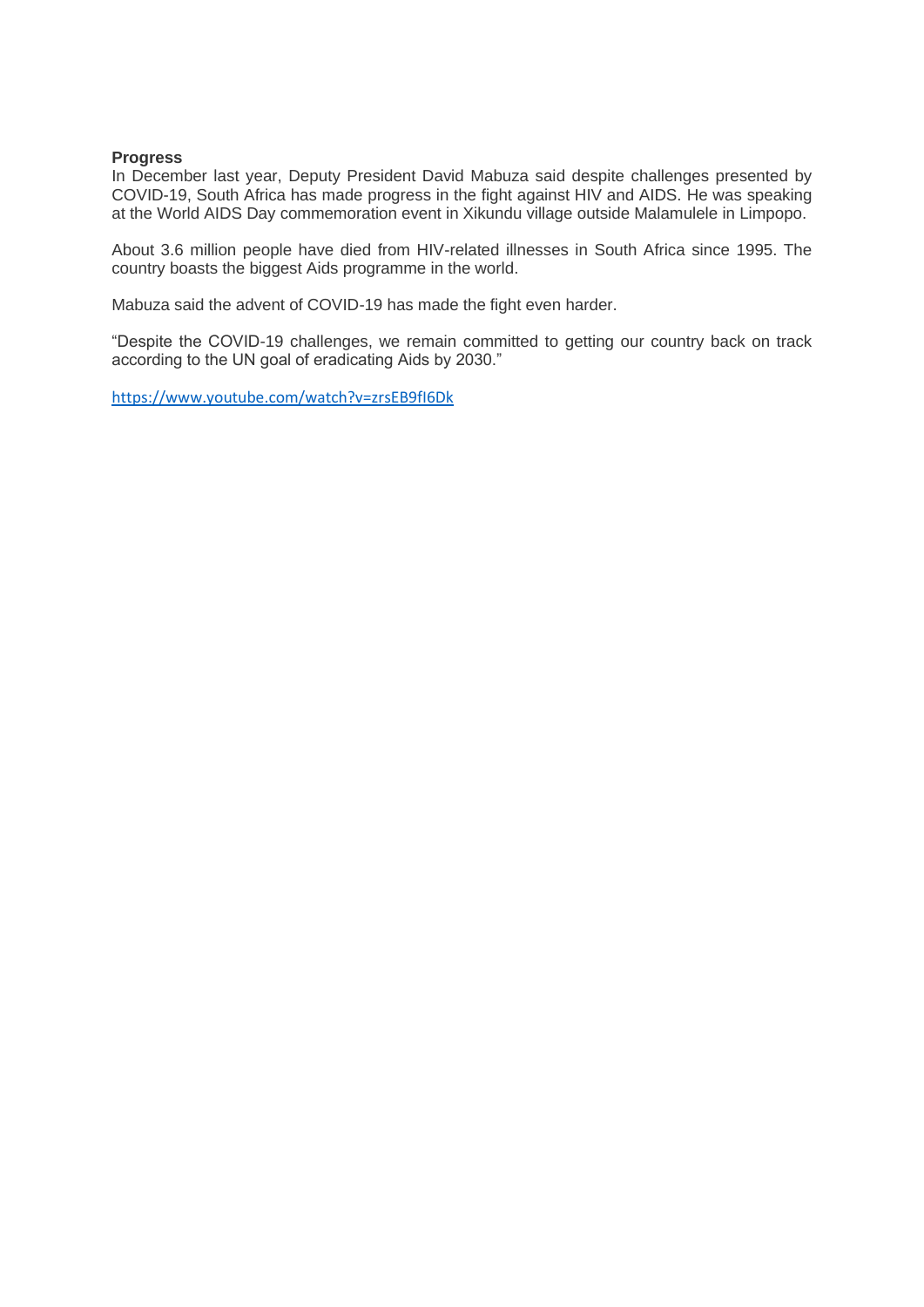**Progress**

In December last year, Deputy President David Mabuza said despite challenges presented by COVID-19, South Africa has made progress in the fight against HIV and AIDS. He was speaking at the World AIDS Day commemoration event in Xikundu village outside Malamulele in Limpopo.

About 3.6 million people have died from HIV-related illnesses in South Africa since 1995. The country boasts the biggest Aids programme in the world.

Mabuza said the advent of COVID-19 has made the fight even harder.

“Despite the COVID-19 challenges, we remain committed to getting our country back on track according to the UN goal of eradicating Aids by 2030.”

https://www.youtube.com/watch?v=zrsEB9fl6Dk